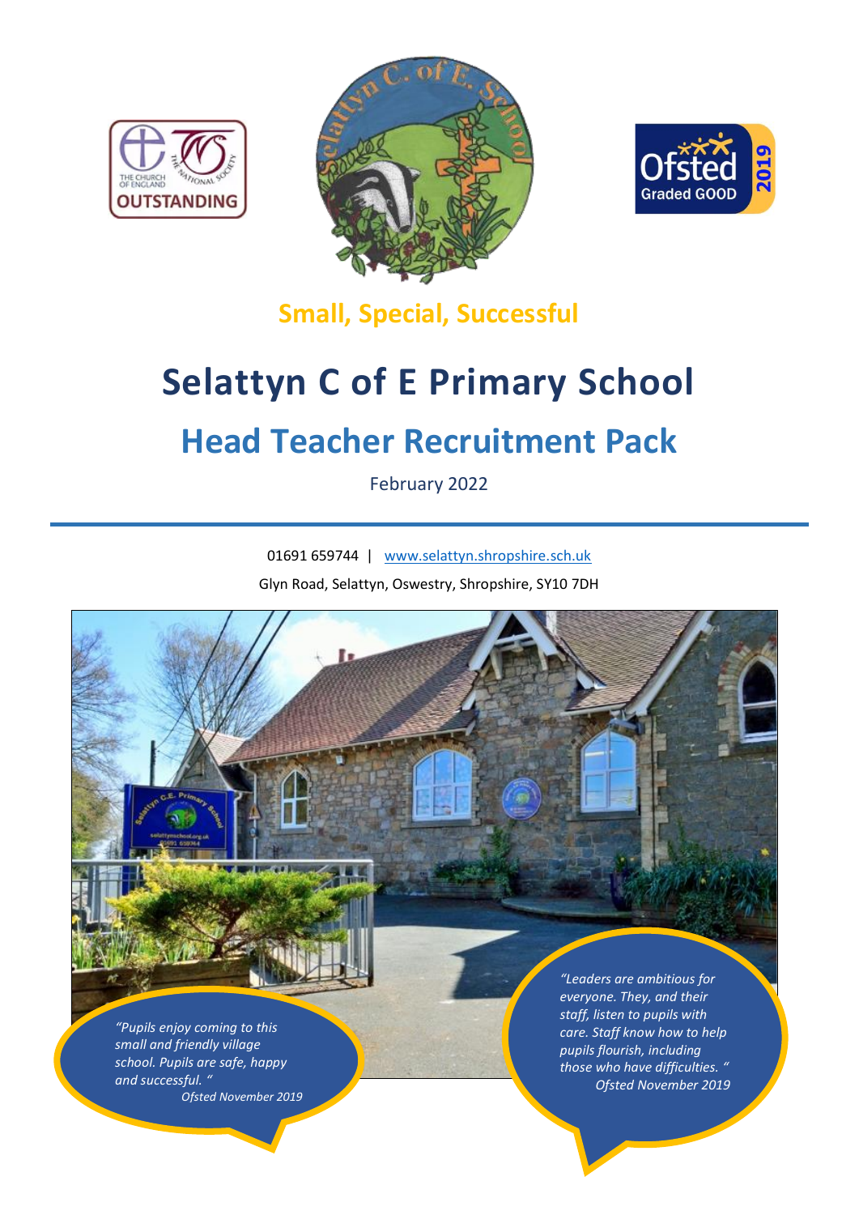**Small, Special, Successful**

# Selattyn C of E Primary School

## Head Teacher Recruitment Pack

February 2022

01691 659744 | www.selattyn.shropshire.sch.uk

Glyn Road, Selattyn, Oswestry, Shropshire, SY10 7DH

*"Pupils enjoy coming to this small and friendly village school. Pupils are safe, happy and successful."*
*Ofsted November 2019*

*"Leaders are ambitious for everyone. They, and their staff, listen to pupils with care. Staff know how to help pupils flourish, including those who have difficulties."*
*Ofsted November 2019*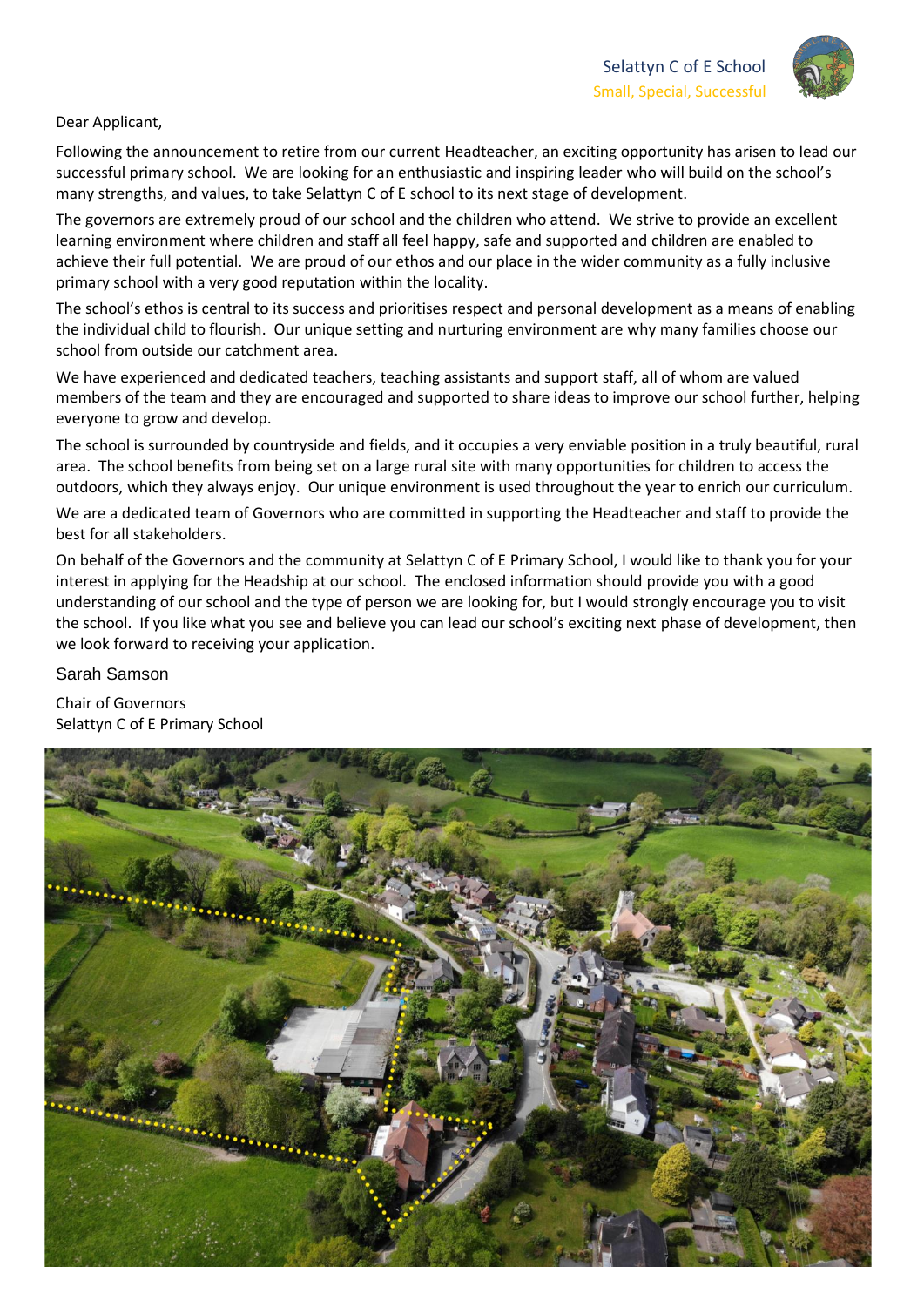Selattyn C of E School
Small, Special, Successful

Dear Applicant,

Following the announcement to retire from our current Headteacher, an exciting opportunity has arisen to lead our successful primary school. We are looking for an enthusiastic and inspiring leader who will build on the school's many strengths, and values, to take Selattyn C of E school to its next stage of development.

The governors are extremely proud of our school and the children who attend. We strive to provide an excellent learning environment where children and staff all feel happy, safe and supported and children are enabled to achieve their full potential. We are proud of our ethos and our place in the wider community as a fully inclusive primary school with a very good reputation within the locality.

The school's ethos is central to its success and prioritises respect and personal development as a means of enabling the individual child to flourish. Our unique setting and nurturing environment are why many families choose our school from outside our catchment area.

We have experienced and dedicated teachers, teaching assistants and support staff, all of whom are valued members of the team and they are encouraged and supported to share ideas to improve our school further, helping everyone to grow and develop.

The school is surrounded by countryside and fields, and it occupies a very enviable position in a truly beautiful, rural area. The school benefits from being set on a large rural site with many opportunities for children to access the outdoors, which they always enjoy. Our unique environment is used throughout the year to enrich our curriculum.

We are a dedicated team of Governors who are committed in supporting the Headteacher and staff to provide the best for all stakeholders.

On behalf of the Governors and the community at Selattyn C of E Primary School, I would like to thank you for your interest in applying for the Headship at our school. The enclosed information should provide you with a good understanding of our school and the type of person we are looking for, but I would strongly encourage you to visit the school. If you like what you see and believe you can lead our school's exciting next phase of development, then we look forward to receiving your application.

Sarah Samson

Chair of Governors
Selattyn C of E Primary School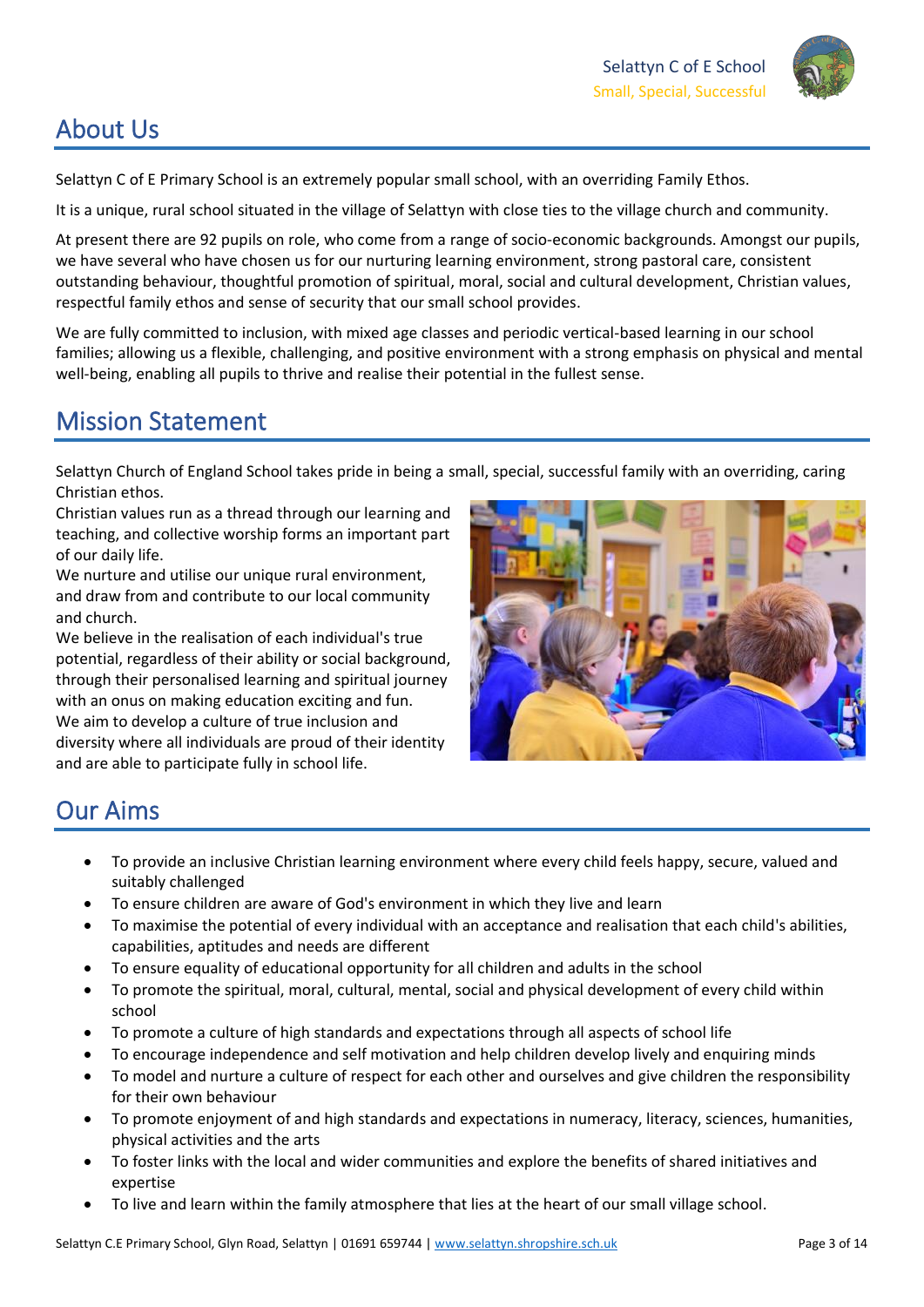## About Us

Selattyn C of E Primary School is an extremely popular small school, with an overriding Family Ethos.

It is a unique, rural school situated in the village of Selattyn with close ties to the village church and community.

At present there are 92 pupils on role, who come from a range of socio-economic backgrounds. Amongst our pupils, we have several who have chosen us for our nurturing learning environment, strong pastoral care, consistent outstanding behaviour, thoughtful promotion of spiritual, moral, social and cultural development, Christian values, respectful family ethos and sense of security that our small school provides.

We are fully committed to inclusion, with mixed age classes and periodic vertical-based learning in our school families; allowing us a flexible, challenging, and positive environment with a strong emphasis on physical and mental well-being, enabling all pupils to thrive and realise their potential in the fullest sense.

## Mission Statement

Selattyn Church of England School takes pride in being a small, special, successful family with an overriding, caring Christian ethos.

Christian values run as a thread through our learning and teaching, and collective worship forms an important part of our daily life.

We nurture and utilise our unique rural environment, and draw from and contribute to our local community and church.

We believe in the realisation of each individual's true potential, regardless of their ability or social background, through their personalised learning and spiritual journey with an onus on making education exciting and fun.

We aim to develop a culture of true inclusion and diversity where all individuals are proud of their identity and are able to participate fully in school life.

## Our Aims

- To provide an inclusive Christian learning environment where every child feels happy, secure, valued and suitably challenged
- To ensure children are aware of God's environment in which they live and learn
- To maximise the potential of every individual with an acceptance and realisation that each child's abilities, capabilities, aptitudes and needs are different
- To ensure equality of educational opportunity for all children and adults in the school
- To promote the spiritual, moral, cultural, mental, social and physical development of every child within school
- To promote a culture of high standards and expectations through all aspects of school life
- To encourage independence and self motivation and help children develop lively and enquiring minds
- To model and nurture a culture of respect for each other and ourselves and give children the responsibility for their own behaviour
- To promote enjoyment of and high standards and expectations in numeracy, literacy, sciences, humanities, physical activities and the arts
- To foster links with the local and wider communities and explore the benefits of shared initiatives and expertise
- To live and learn within the family atmosphere that lies at the heart of our small village school.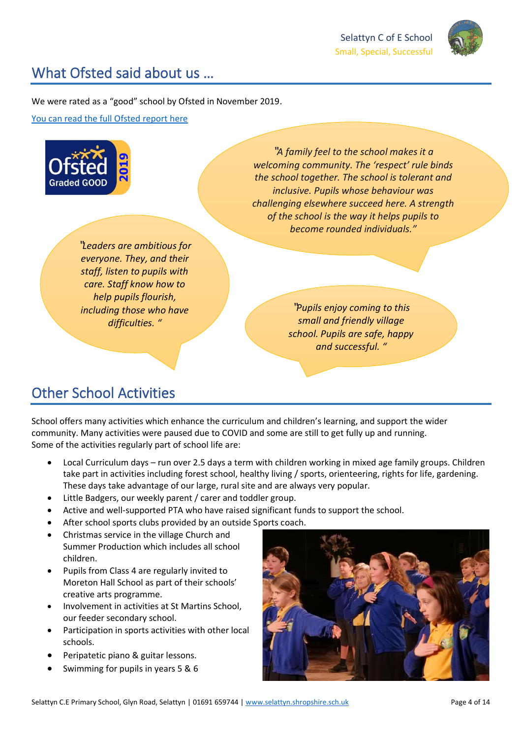## What Ofsted said about us …

We were rated as a "good" school by Ofsted in November 2019.

[You can read the full Ofsted report here]

*"A family feel to the school makes it a welcoming community. The 'respect' rule binds the school together. The school is tolerant and inclusive. Pupils whose behaviour was challenging elsewhere succeed here. A strength of the school is the way it helps pupils to become rounded individuals."*

*"Leaders are ambitious for everyone. They, and their staff, listen to pupils with care. Staff know how to help pupils flourish, including those who have difficulties. "*

*"Pupils enjoy coming to this small and friendly village school. Pupils are safe, happy and successful. "*

## Other School Activities

School offers many activities which enhance the curriculum and children's learning, and support the wider community. Many activities were paused due to COVID and some are still to get fully up and running. Some of the activities regularly part of school life are:

- Local Curriculum days – run over 2.5 days a term with children working in mixed age family groups. Children take part in activities including forest school, healthy living / sports, orienteering, rights for life, gardening. These days take advantage of our large, rural site and are always very popular.
- Little Badgers, our weekly parent / carer and toddler group.
- Active and well-supported PTA who have raised significant funds to support the school.
- After school sports clubs provided by an outside Sports coach.
- Christmas service in the village Church and Summer Production which includes all school children.
- Pupils from Class 4 are regularly invited to Moreton Hall School as part of their schools' creative arts programme.
- Involvement in activities at St Martins School, our feeder secondary school.
- Participation in sports activities with other local schools.
- Peripatetic piano & guitar lessons.
- Swimming for pupils in years 5 & 6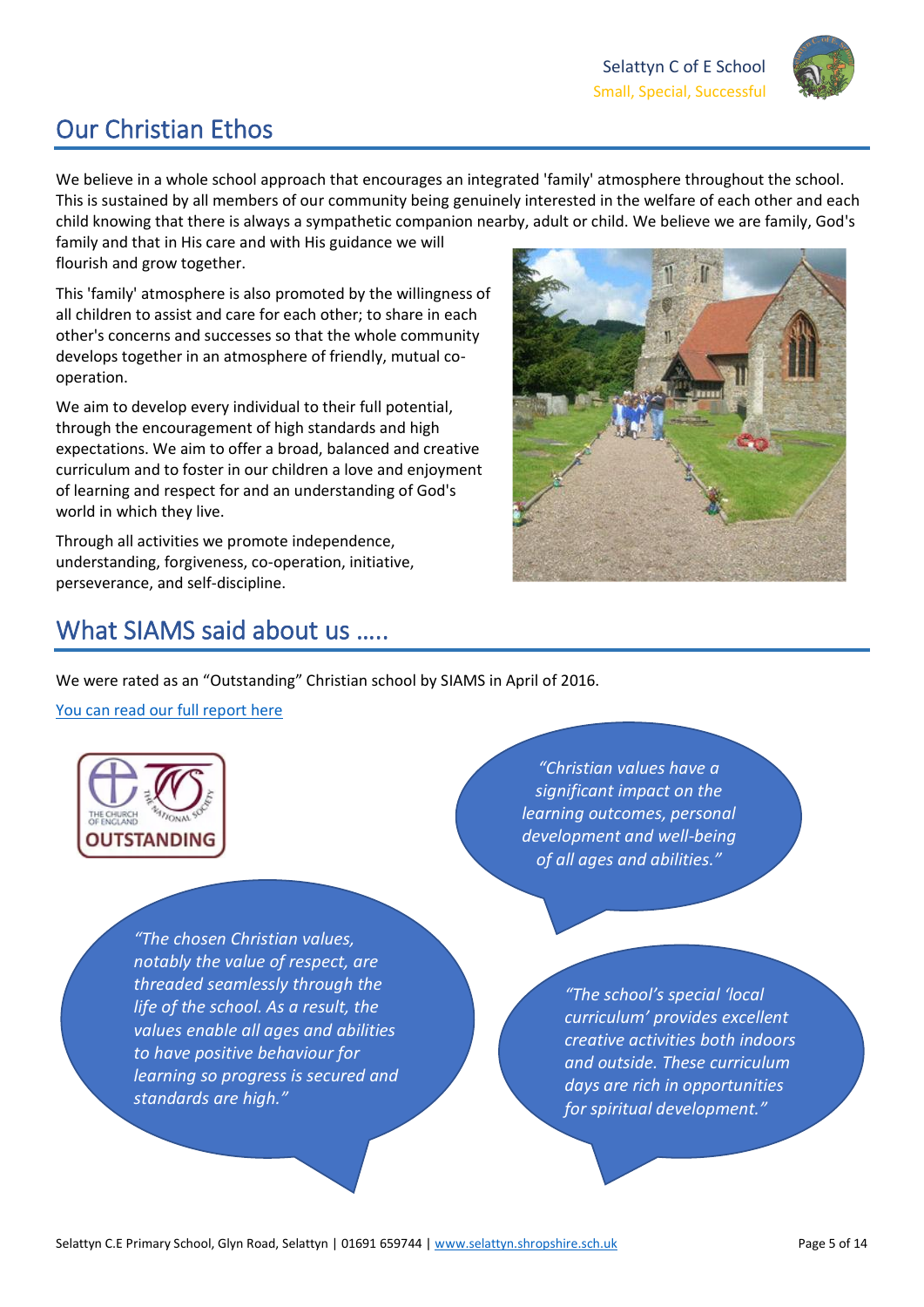# Our Christian Ethos

We believe in a whole school approach that encourages an integrated 'family' atmosphere throughout the school. This is sustained by all members of our community being genuinely interested in the welfare of each other and each child knowing that there is always a sympathetic companion nearby, adult or child. We believe we are family, God's family and that in His care and with His guidance we will flourish and grow together.

This 'family' atmosphere is also promoted by the willingness of all children to assist and care for each other; to share in each other's concerns and successes so that the whole community develops together in an atmosphere of friendly, mutual co-operation.

We aim to develop every individual to their full potential, through the encouragement of high standards and high expectations. We aim to offer a broad, balanced and creative curriculum and to foster in our children a love and enjoyment of learning and respect for and an understanding of God's world in which they live.

Through all activities we promote independence, understanding, forgiveness, co-operation, initiative, perseverance, and self-discipline.

# What SIAMS said about us .....

We were rated as an "Outstanding" Christian school by SIAMS in April of 2016.

[You can read our full report here]

*"Christian values have a significant impact on the learning outcomes, personal development and well-being of all ages and abilities."*

*"The chosen Christian values, notably the value of respect, are threaded seamlessly through the life of the school. As a result, the values enable all ages and abilities to have positive behaviour for learning so progress is secured and standards are high."*

*"The school's special 'local curriculum' provides excellent creative activities both indoors and outside. These curriculum days are rich in opportunities for spiritual development."*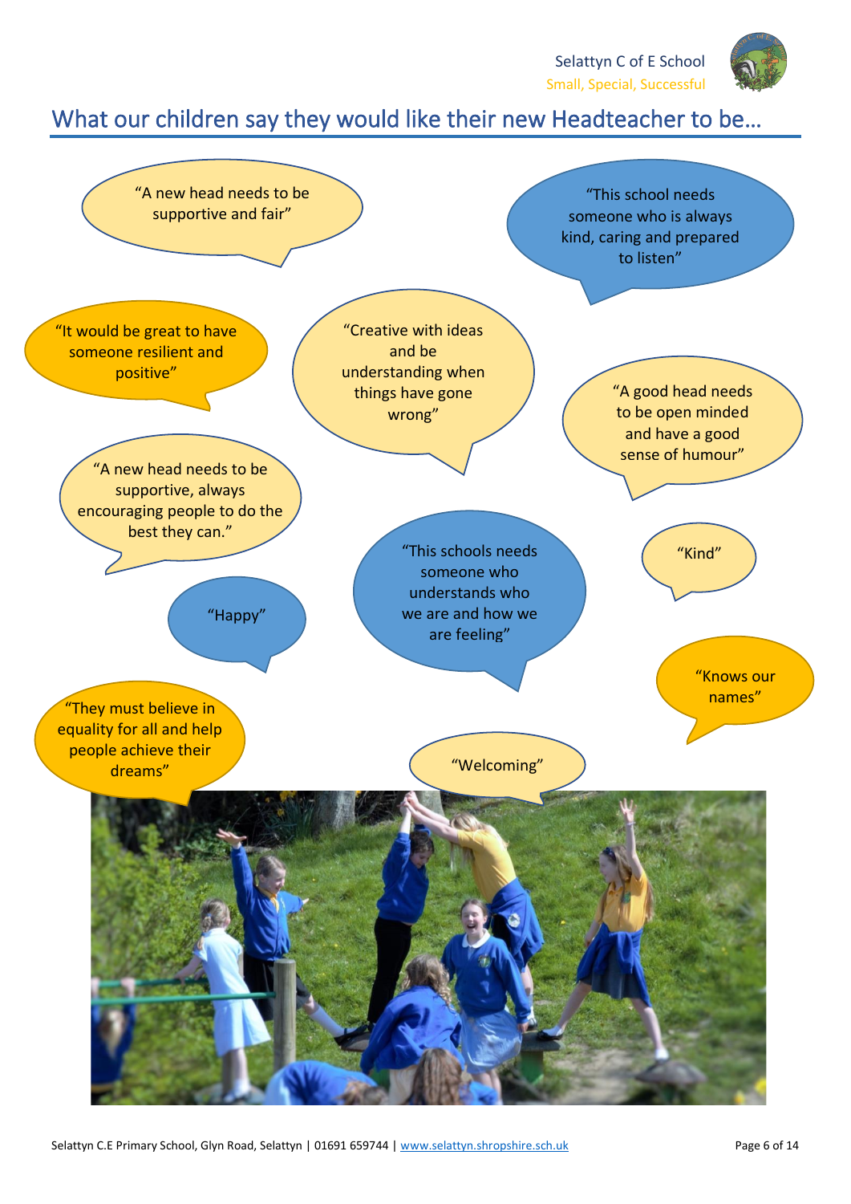# What our children say they would like their new Headteacher to be…

"A new head needs to be supportive and fair"

"This school needs someone who is always kind, caring and prepared to listen"

"It would be great to have someone resilient and positive"

"Creative with ideas and be understanding when things have gone wrong"

"A good head needs to be open minded and have a good sense of humour"

"A new head needs to be supportive, always encouraging people to do the best they can."

"Happy"

"This schools needs someone who understands who we are and how we are feeling"

"Kind"

"Knows our names"

"They must believe in equality for all and help people achieve their dreams"

"Welcoming"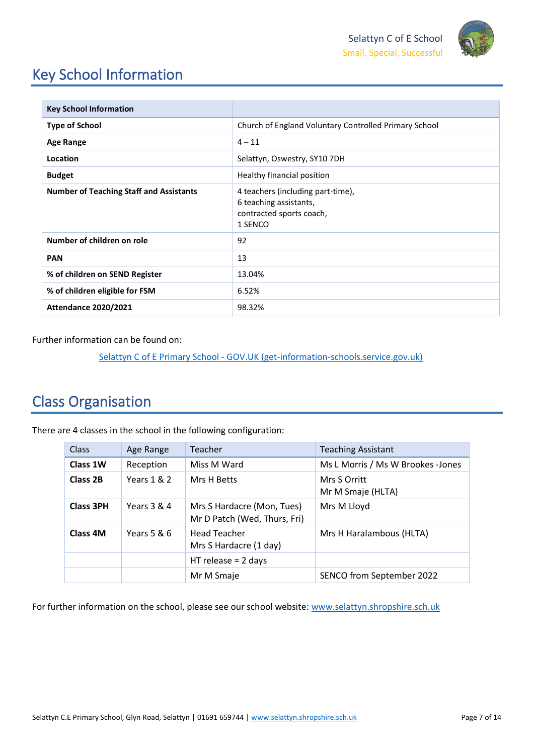# Key School Information

| Key School Information | |
|---|---|
| **Type of School** | Church of England Voluntary Controlled Primary School |
| **Age Range** | 4 – 11 |
| **Location** | Selattyn, Oswestry, SY10 7DH |
| **Budget** | Healthy financial position |
| **Number of Teaching Staff and Assistants** | 4 teachers (including part-time),<br>6 teaching assistants,<br>contracted sports coach,<br>1 SENCO |
| **Number of children on role** | 92 |
| **PAN** | 13 |
| **% of children on SEND Register** | 13.04% |
| **% of children eligible for FSM** | 6.52% |
| **Attendance 2020/2021** | 98.32% |

Further information can be found on:

[Selattyn C of E Primary School - GOV.UK (get-information-schools.service.gov.uk)](https://get-information-schools.service.gov.uk)

# Class Organisation

There are 4 classes in the school in the following configuration:

| Class | Age Range | Teacher | Teaching Assistant |
|---|---|---|---|
| **Class 1W** | Reception | Miss M Ward | Ms L Morris / Ms W Brookes -Jones |
| **Class 2B** | Years 1 & 2 | Mrs H Betts | Mrs S Orritt<br>Mr M Smaje (HLTA) |
| **Class 3PH** | Years 3 & 4 | Mrs S Hardacre (Mon, Tues)<br>Mr D Patch (Wed, Thurs, Fri) | Mrs M Lloyd |
| **Class 4M** | Years 5 & 6 | Head Teacher<br>Mrs S Hardacre (1 day) | Mrs H Haralambous (HLTA) |
| | | HT release = 2 days | |
| | | Mr M Smaje | SENCO from September 2022 |

For further information on the school, please see our school website: [www.selattyn.shropshire.sch.uk](http://www.selattyn.shropshire.sch.uk)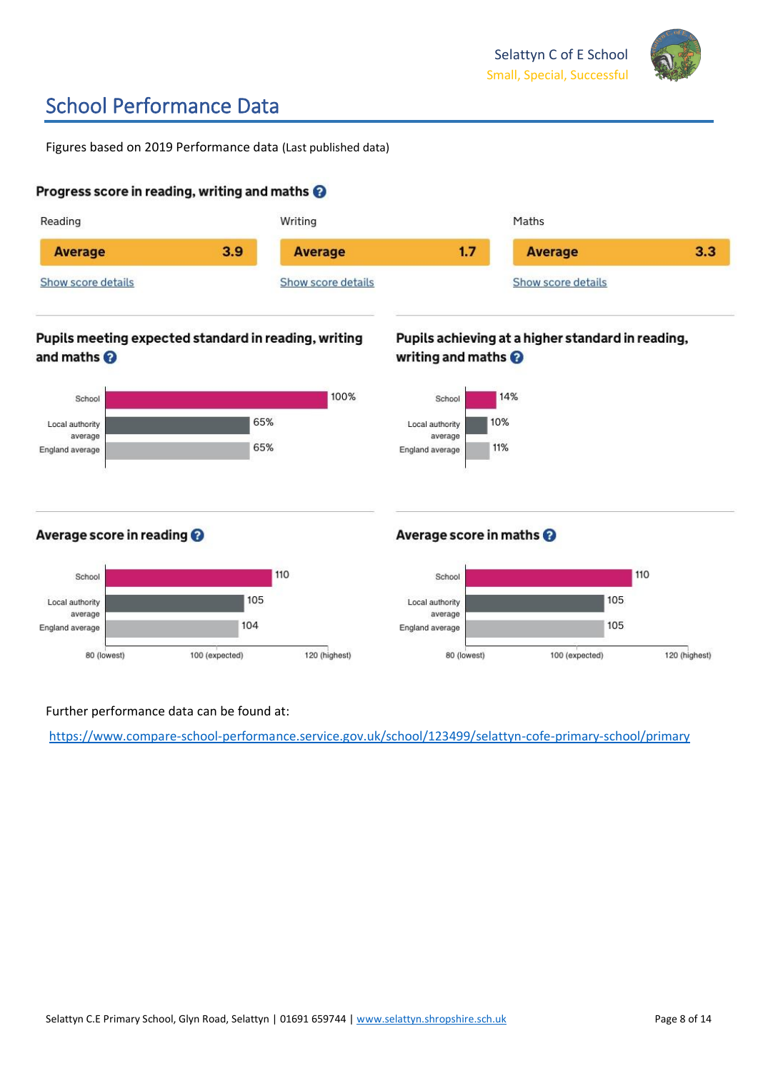# School Performance Data

Figures based on 2019 Performance data (Last published data)

## Progress score in reading, writing and maths

| Reading | Writing | Maths |
|---|---|---|
| Average 3.9 | Average 1.7 | Average 3.3 |
| Show score details | Show score details | Show score details |

## Pupils meeting expected standard in reading, writing and maths

| | % |
|---|---|
| School | 100% |
| Local authority average | 65% |
| England average | 65% |

## Pupils achieving at a higher standard in reading, writing and maths

| | % |
|---|---|
| School | 14% |
| Local authority average | 10% |
| England average | 11% |

## Average score in reading

| | Score |
|---|---|
| School | 110 |
| Local authority average | 105 |
| England average | 104 |

80 (lowest) — 100 (expected) — 120 (highest)

## Average score in maths

| | Score |
|---|---|
| School | 110 |
| Local authority average | 105 |
| England average | 105 |

80 (lowest) — 100 (expected) — 120 (highest)

Further performance data can be found at:

https://www.compare-school-performance.service.gov.uk/school/123499/selattyn-cofe-primary-school/primary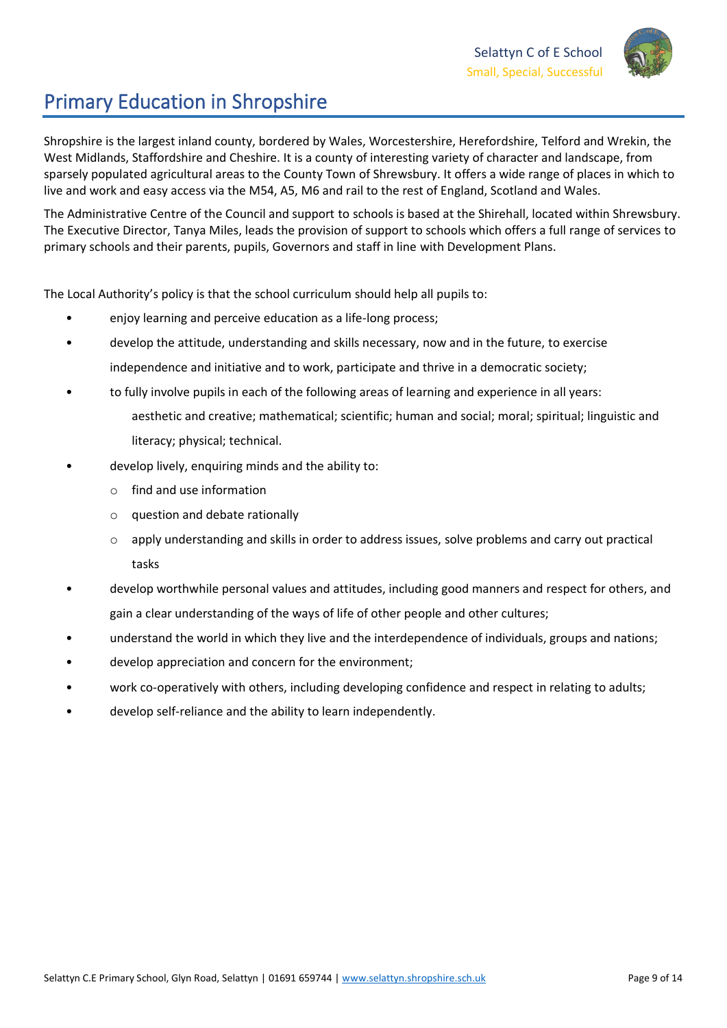# Primary Education in Shropshire

Shropshire is the largest inland county, bordered by Wales, Worcestershire, Herefordshire, Telford and Wrekin, the West Midlands, Staffordshire and Cheshire. It is a county of interesting variety of character and landscape, from sparsely populated agricultural areas to the County Town of Shrewsbury. It offers a wide range of places in which to live and work and easy access via the M54, A5, M6 and rail to the rest of England, Scotland and Wales.

The Administrative Centre of the Council and support to schools is based at the Shirehall, located within Shrewsbury. The Executive Director, Tanya Miles, leads the provision of support to schools which offers a full range of services to primary schools and their parents, pupils, Governors and staff in line with Development Plans.

The Local Authority's policy is that the school curriculum should help all pupils to:

- enjoy learning and perceive education as a life-long process;
- develop the attitude, understanding and skills necessary, now and in the future, to exercise independence and initiative and to work, participate and thrive in a democratic society;
- to fully involve pupils in each of the following areas of learning and experience in all years:
  aesthetic and creative; mathematical; scientific; human and social; moral; spiritual; linguistic and literacy; physical; technical.
- develop lively, enquiring minds and the ability to:
  - find and use information
  - question and debate rationally
  - apply understanding and skills in order to address issues, solve problems and carry out practical tasks
- develop worthwhile personal values and attitudes, including good manners and respect for others, and gain a clear understanding of the ways of life of other people and other cultures;
- understand the world in which they live and the interdependence of individuals, groups and nations;
- develop appreciation and concern for the environment;
- work co-operatively with others, including developing confidence and respect in relating to adults;
- develop self-reliance and the ability to learn independently.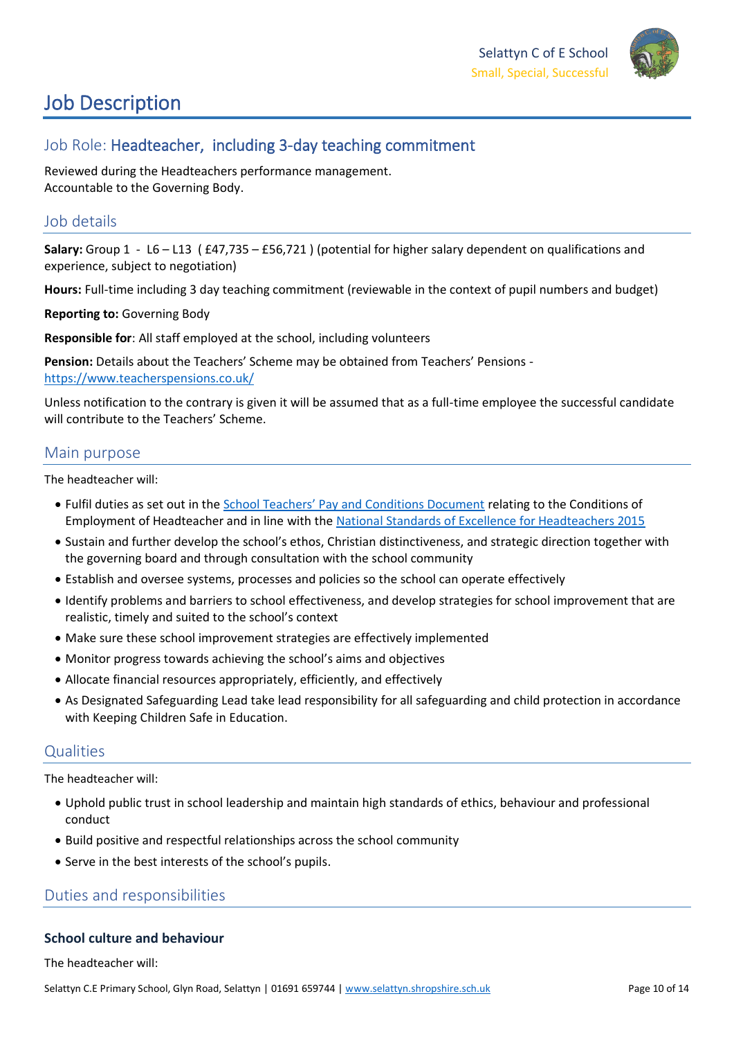# Job Description

## Job Role: Headteacher, including 3-day teaching commitment

Reviewed during the Headteachers performance management.
Accountable to the Governing Body.

## Job details

**Salary:** Group 1 - L6 – L13 ( £47,735 – £56,721 ) (potential for higher salary dependent on qualifications and experience, subject to negotiation)

**Hours:** Full-time including 3 day teaching commitment (reviewable in the context of pupil numbers and budget)

**Reporting to:** Governing Body

**Responsible for**: All staff employed at the school, including volunteers

**Pension:** Details about the Teachers' Scheme may be obtained from Teachers' Pensions - https://www.teacherspensions.co.uk/

Unless notification to the contrary is given it will be assumed that as a full-time employee the successful candidate will contribute to the Teachers' Scheme.

## Main purpose

The headteacher will:

- Fulfil duties as set out in the School Teachers' Pay and Conditions Document relating to the Conditions of Employment of Headteacher and in line with the National Standards of Excellence for Headteachers 2015
- Sustain and further develop the school's ethos, Christian distinctiveness, and strategic direction together with the governing board and through consultation with the school community
- Establish and oversee systems, processes and policies so the school can operate effectively
- Identify problems and barriers to school effectiveness, and develop strategies for school improvement that are realistic, timely and suited to the school's context
- Make sure these school improvement strategies are effectively implemented
- Monitor progress towards achieving the school's aims and objectives
- Allocate financial resources appropriately, efficiently, and effectively
- As Designated Safeguarding Lead take lead responsibility for all safeguarding and child protection in accordance with Keeping Children Safe in Education.

## Qualities

The headteacher will:

- Uphold public trust in school leadership and maintain high standards of ethics, behaviour and professional conduct
- Build positive and respectful relationships across the school community
- Serve in the best interests of the school's pupils.

## Duties and responsibilities

### School culture and behaviour

The headteacher will: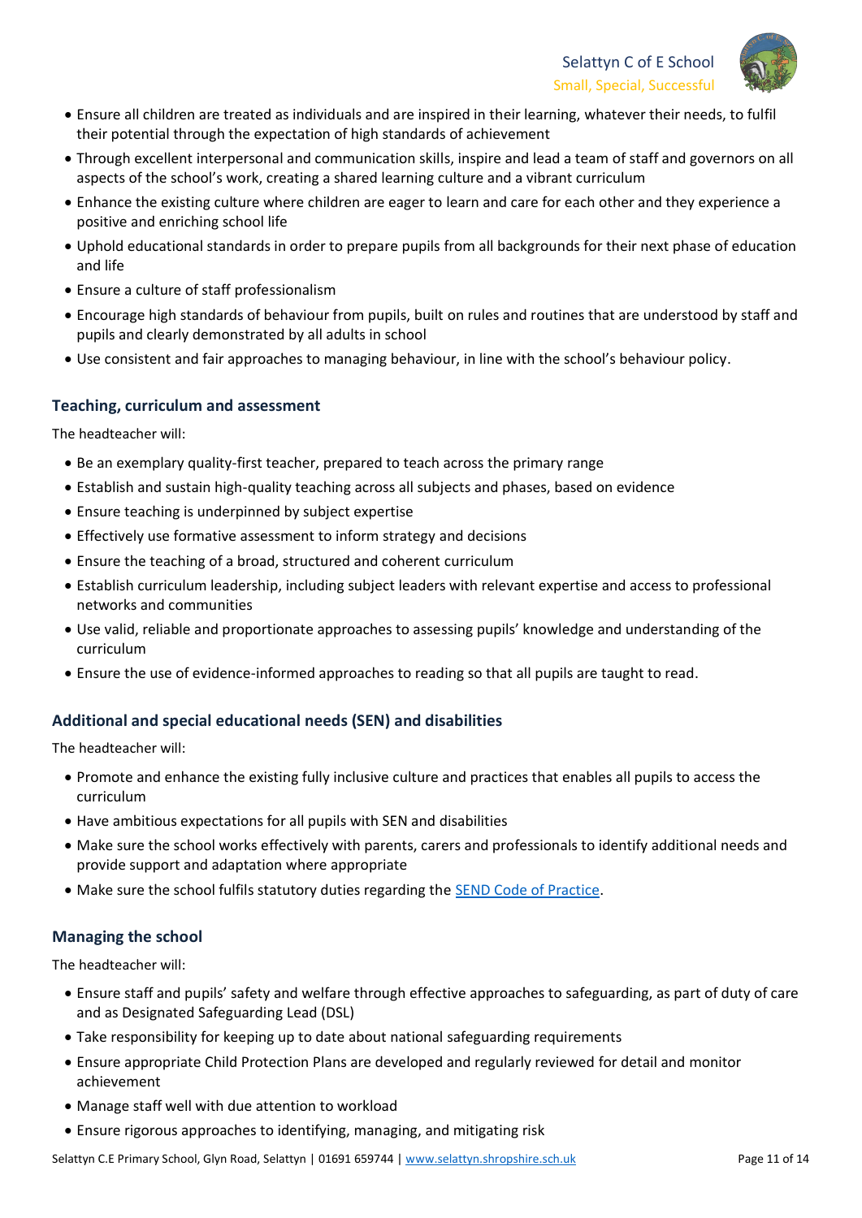- Ensure all children are treated as individuals and are inspired in their learning, whatever their needs, to fulfil their potential through the expectation of high standards of achievement
- Through excellent interpersonal and communication skills, inspire and lead a team of staff and governors on all aspects of the school's work, creating a shared learning culture and a vibrant curriculum
- Enhance the existing culture where children are eager to learn and care for each other and they experience a positive and enriching school life
- Uphold educational standards in order to prepare pupils from all backgrounds for their next phase of education and life
- Ensure a culture of staff professionalism
- Encourage high standards of behaviour from pupils, built on rules and routines that are understood by staff and pupils and clearly demonstrated by all adults in school
- Use consistent and fair approaches to managing behaviour, in line with the school's behaviour policy.

### Teaching, curriculum and assessment

The headteacher will:

- Be an exemplary quality-first teacher, prepared to teach across the primary range
- Establish and sustain high-quality teaching across all subjects and phases, based on evidence
- Ensure teaching is underpinned by subject expertise
- Effectively use formative assessment to inform strategy and decisions
- Ensure the teaching of a broad, structured and coherent curriculum
- Establish curriculum leadership, including subject leaders with relevant expertise and access to professional networks and communities
- Use valid, reliable and proportionate approaches to assessing pupils' knowledge and understanding of the curriculum
- Ensure the use of evidence-informed approaches to reading so that all pupils are taught to read.

### Additional and special educational needs (SEN) and disabilities

The headteacher will:

- Promote and enhance the existing fully inclusive culture and practices that enables all pupils to access the curriculum
- Have ambitious expectations for all pupils with SEN and disabilities
- Make sure the school works effectively with parents, carers and professionals to identify additional needs and provide support and adaptation where appropriate
- Make sure the school fulfils statutory duties regarding the SEND Code of Practice.

### Managing the school

The headteacher will:

- Ensure staff and pupils' safety and welfare through effective approaches to safeguarding, as part of duty of care and as Designated Safeguarding Lead (DSL)
- Take responsibility for keeping up to date about national safeguarding requirements
- Ensure appropriate Child Protection Plans are developed and regularly reviewed for detail and monitor achievement
- Manage staff well with due attention to workload
- Ensure rigorous approaches to identifying, managing, and mitigating risk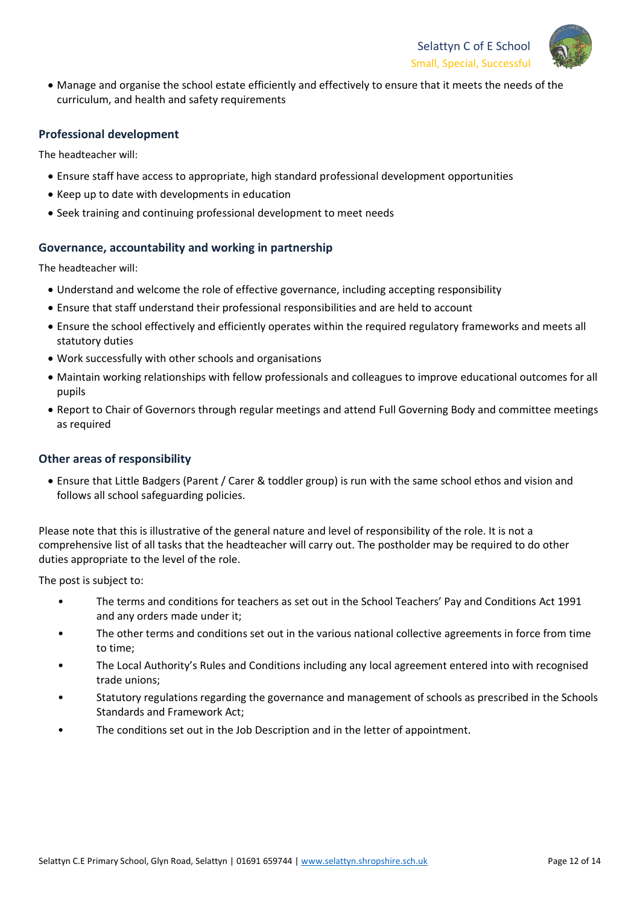- Manage and organise the school estate efficiently and effectively to ensure that it meets the needs of the curriculum, and health and safety requirements

### Professional development

The headteacher will:

- Ensure staff have access to appropriate, high standard professional development opportunities
- Keep up to date with developments in education
- Seek training and continuing professional development to meet needs

### Governance, accountability and working in partnership

The headteacher will:

- Understand and welcome the role of effective governance, including accepting responsibility
- Ensure that staff understand their professional responsibilities and are held to account
- Ensure the school effectively and efficiently operates within the required regulatory frameworks and meets all statutory duties
- Work successfully with other schools and organisations
- Maintain working relationships with fellow professionals and colleagues to improve educational outcomes for all pupils
- Report to Chair of Governors through regular meetings and attend Full Governing Body and committee meetings as required

### Other areas of responsibility

- Ensure that Little Badgers (Parent / Carer & toddler group) is run with the same school ethos and vision and follows all school safeguarding policies.

Please note that this is illustrative of the general nature and level of responsibility of the role. It is not a comprehensive list of all tasks that the headteacher will carry out. The postholder may be required to do other duties appropriate to the level of the role.

The post is subject to:

- The terms and conditions for teachers as set out in the School Teachers' Pay and Conditions Act 1991 and any orders made under it;
- The other terms and conditions set out in the various national collective agreements in force from time to time;
- The Local Authority's Rules and Conditions including any local agreement entered into with recognised trade unions;
- Statutory regulations regarding the governance and management of schools as prescribed in the Schools Standards and Framework Act;
- The conditions set out in the Job Description and in the letter of appointment.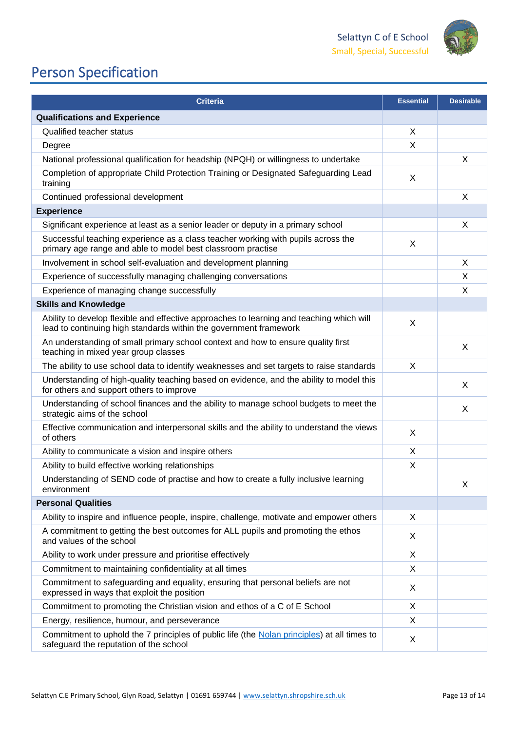# Person Specification

| Criteria | Essential | Desirable |
|---|---|---|
| **Qualifications and Experience** | | |
| Qualified teacher status | X | |
| Degree | X | |
| National professional qualification for headship (NPQH) or willingness to undertake | | X |
| Completion of appropriate Child Protection Training or Designated Safeguarding Lead training | X | |
| Continued professional development | | X |
| **Experience** | | |
| Significant experience at least as a senior leader or deputy in a primary school | | X |
| Successful teaching experience as a class teacher working with pupils across the primary age range and able to model best classroom practise | X | |
| Involvement in school self-evaluation and development planning | | X |
| Experience of successfully managing challenging conversations | | X |
| Experience of managing change successfully | | X |
| **Skills and Knowledge** | | |
| Ability to develop flexible and effective approaches to learning and teaching which will lead to continuing high standards within the government framework | X | |
| An understanding of small primary school context and how to ensure quality first teaching in mixed year group classes | | X |
| The ability to use school data to identify weaknesses and set targets to raise standards | X | |
| Understanding of high-quality teaching based on evidence, and the ability to model this for others and support others to improve | | X |
| Understanding of school finances and the ability to manage school budgets to meet the strategic aims of the school | | X |
| Effective communication and interpersonal skills and the ability to understand the views of others | X | |
| Ability to communicate a vision and inspire others | X | |
| Ability to build effective working relationships | X | |
| Understanding of SEND code of practise and how to create a fully inclusive learning environment | | X |
| **Personal Qualities** | | |
| Ability to inspire and influence people, inspire, challenge, motivate and empower others | X | |
| A commitment to getting the best outcomes for ALL pupils and promoting the ethos and values of the school | X | |
| Ability to work under pressure and prioritise effectively | X | |
| Commitment to maintaining confidentiality at all times | X | |
| Commitment to safeguarding and equality, ensuring that personal beliefs are not expressed in ways that exploit the position | X | |
| Commitment to promoting the Christian vision and ethos of a C of E School | X | |
| Energy, resilience, humour, and perseverance | X | |
| Commitment to uphold the 7 principles of public life (the Nolan principles) at all times to safeguard the reputation of the school | X | |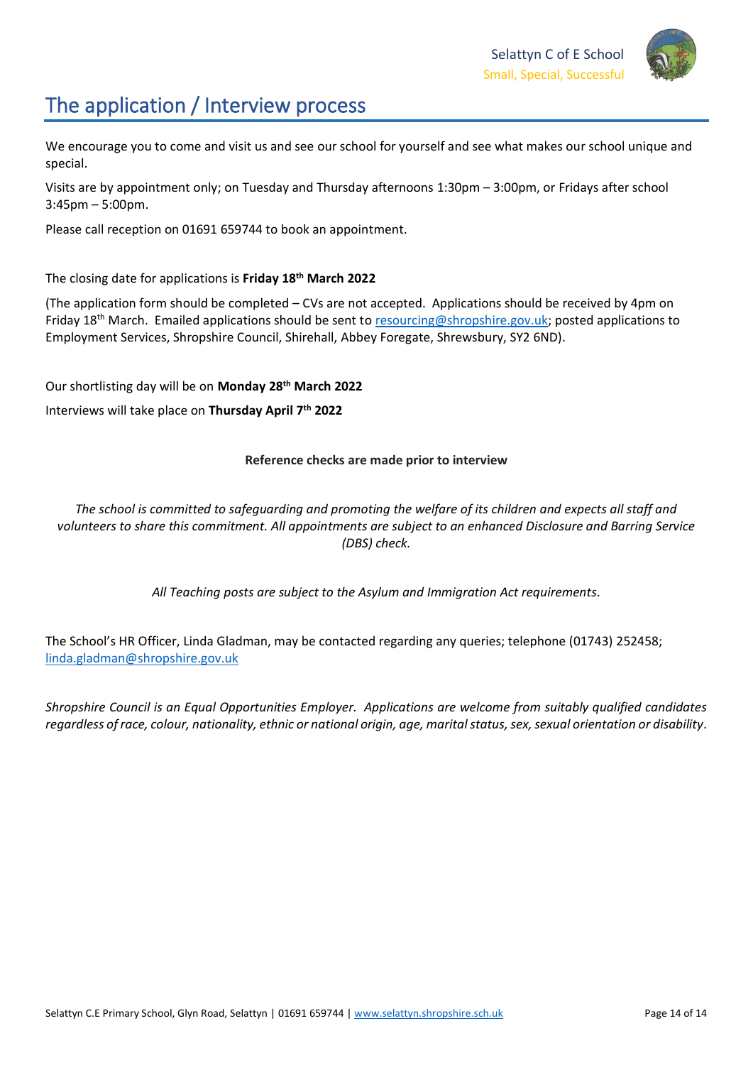# The application / Interview process

We encourage you to come and visit us and see our school for yourself and see what makes our school unique and special.

Visits are by appointment only; on Tuesday and Thursday afternoons 1:30pm – 3:00pm, or Fridays after school 3:45pm – 5:00pm.

Please call reception on 01691 659744 to book an appointment.

The closing date for applications is **Friday 18th March 2022**

(The application form should be completed – CVs are not accepted. Applications should be received by 4pm on Friday 18th March. Emailed applications should be sent to resourcing@shropshire.gov.uk; posted applications to Employment Services, Shropshire Council, Shirehall, Abbey Foregate, Shrewsbury, SY2 6ND).

Our shortlisting day will be on **Monday 28th March 2022**

Interviews will take place on **Thursday April 7th 2022**

**Reference checks are made prior to interview**

*The school is committed to safeguarding and promoting the welfare of its children and expects all staff and volunteers to share this commitment. All appointments are subject to an enhanced Disclosure and Barring Service (DBS) check.*

*All Teaching posts are subject to the Asylum and Immigration Act requirements.*

The School's HR Officer, Linda Gladman, may be contacted regarding any queries; telephone (01743) 252458; linda.gladman@shropshire.gov.uk

*Shropshire Council is an Equal Opportunities Employer. Applications are welcome from suitably qualified candidates regardless of race, colour, nationality, ethnic or national origin, age, marital status, sex, sexual orientation or disability.*